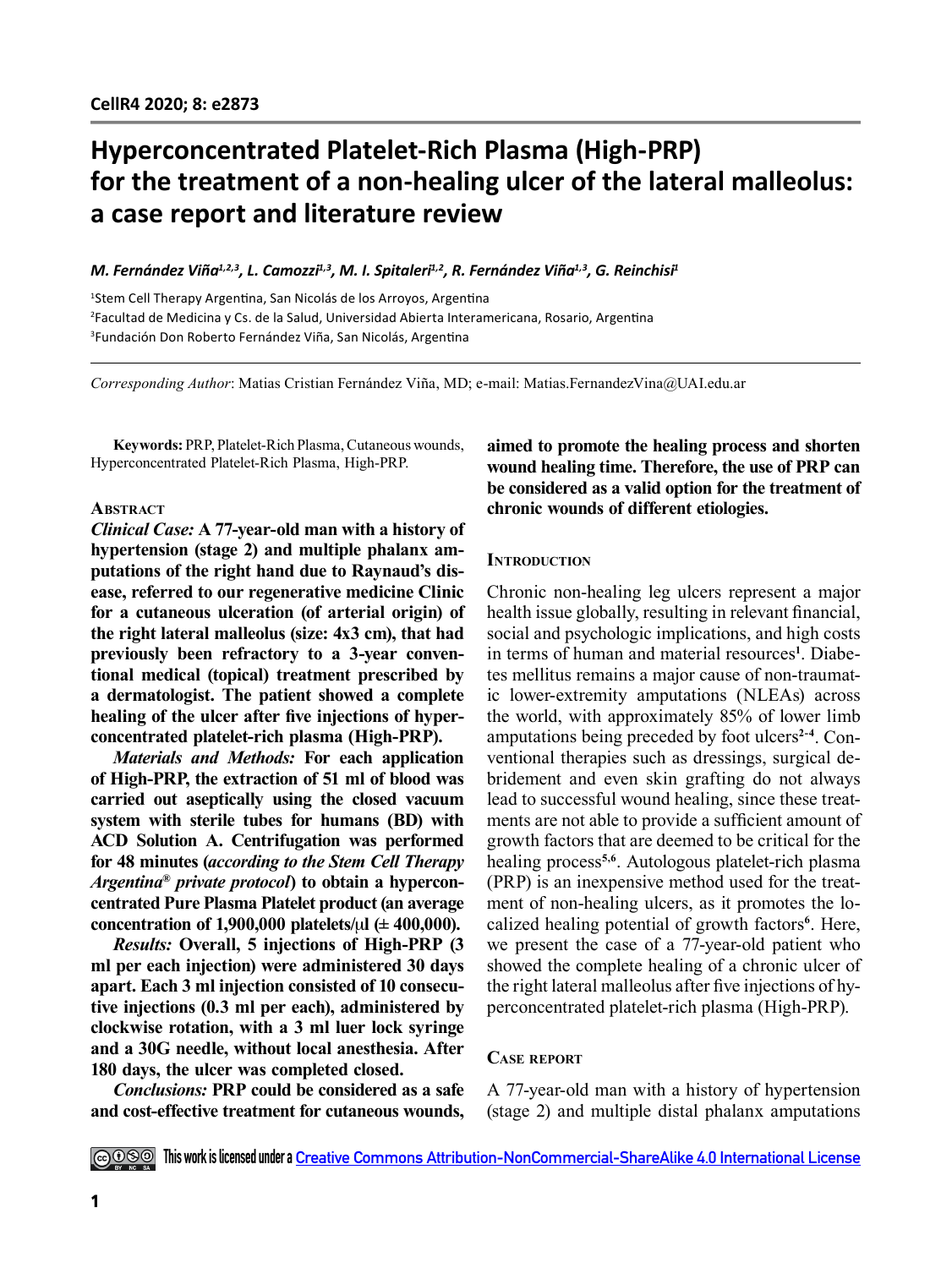# Hyperconcentrated Platelet-Rich Plasma (High-PRP) for the treatment of a non-healing ulcer of the lateral malleolus: a case report and literature review

*M. Fernández Viña[1,2,3], L. Camozzi[1,3], M. I. Spitaleri[1,2], R. Fernández Viña[1,3], G. Reinchisi[1]*

[1]Stem Cell Therapy Argentina, San Nicolás de los Arroyos, Argentina
[2]Facultad de Medicina y Cs. de la Salud, Universidad Abierta Interamericana, Rosario, Argentina
[3]Fundación Don Roberto Fernández Viña, San Nicolás, Argentina

*Corresponding Author*: Matias Cristian Fernández Viña, MD; e-mail: Matias.FernandezVina@UAI.edu.ar

**Keywords:** PRP, Platelet-Rich Plasma, Cutaneous wounds, Hyperconcentrated Platelet-Rich Plasma, High-PRP.

## Abstract

***Clinical Case:*** **A 77-year-old man with a history of hypertension (stage 2) and multiple phalanx amputations of the right hand due to Raynaud's disease, referred to our regenerative medicine Clinic for a cutaneous ulceration (of arterial origin) of the right lateral malleolus (size: 4x3 cm), that had previously been refractory to a 3-year conventional medical (topical) treatment prescribed by a dermatologist. The patient showed a complete healing of the ulcer after five injections of hyperconcentrated platelet-rich plasma (High-PRP).**

***Materials and Methods:*** **For each application of High-PRP, the extraction of 51 ml of blood was carried out aseptically using the closed vacuum system with sterile tubes for humans (BD) with ACD Solution A. Centrifugation was performed for 48 minutes (*according to the Stem Cell Therapy Argentina® private protocol*) to obtain a hyperconcentrated Pure Plasma Platelet product (an average concentration of 1,900,000 platelets/μl (± 400,000).**

***Results:*** **Overall, 5 injections of High-PRP (3 ml per each injection) were administered 30 days apart. Each 3 ml injection consisted of 10 consecutive injections (0.3 ml per each), administered by clockwise rotation, with a 3 ml luer lock syringe and a 30G needle, without local anesthesia. After 180 days, the ulcer was completed closed.**

***Conclusions:*** **PRP could be considered as a safe and cost-effective treatment for cutaneous wounds, aimed to promote the healing process and shorten wound healing time. Therefore, the use of PRP can be considered as a valid option for the treatment of chronic wounds of different etiologies.**

## Introduction

Chronic non-healing leg ulcers represent a major health issue globally, resulting in relevant financial, social and psychologic implications, and high costs in terms of human and material resources[1]. Diabetes mellitus remains a major cause of non-traumatic lower-extremity amputations (NLEAs) across the world, with approximately 85% of lower limb amputations being preceded by foot ulcers[2-4]. Conventional therapies such as dressings, surgical debridement and even skin grafting do not always lead to successful wound healing, since these treatments are not able to provide a sufficient amount of growth factors that are deemed to be critical for the healing process[5,6]. Autologous platelet-rich plasma (PRP) is an inexpensive method used for the treatment of non-healing ulcers, as it promotes the localized healing potential of growth factors[6]. Here, we present the case of a 77-year-old patient who showed the complete healing of a chronic ulcer of the right lateral malleolus after five injections of hyperconcentrated platelet-rich plasma (High-PRP).

## Case report

A 77-year-old man with a history of hypertension (stage 2) and multiple distal phalanx amputations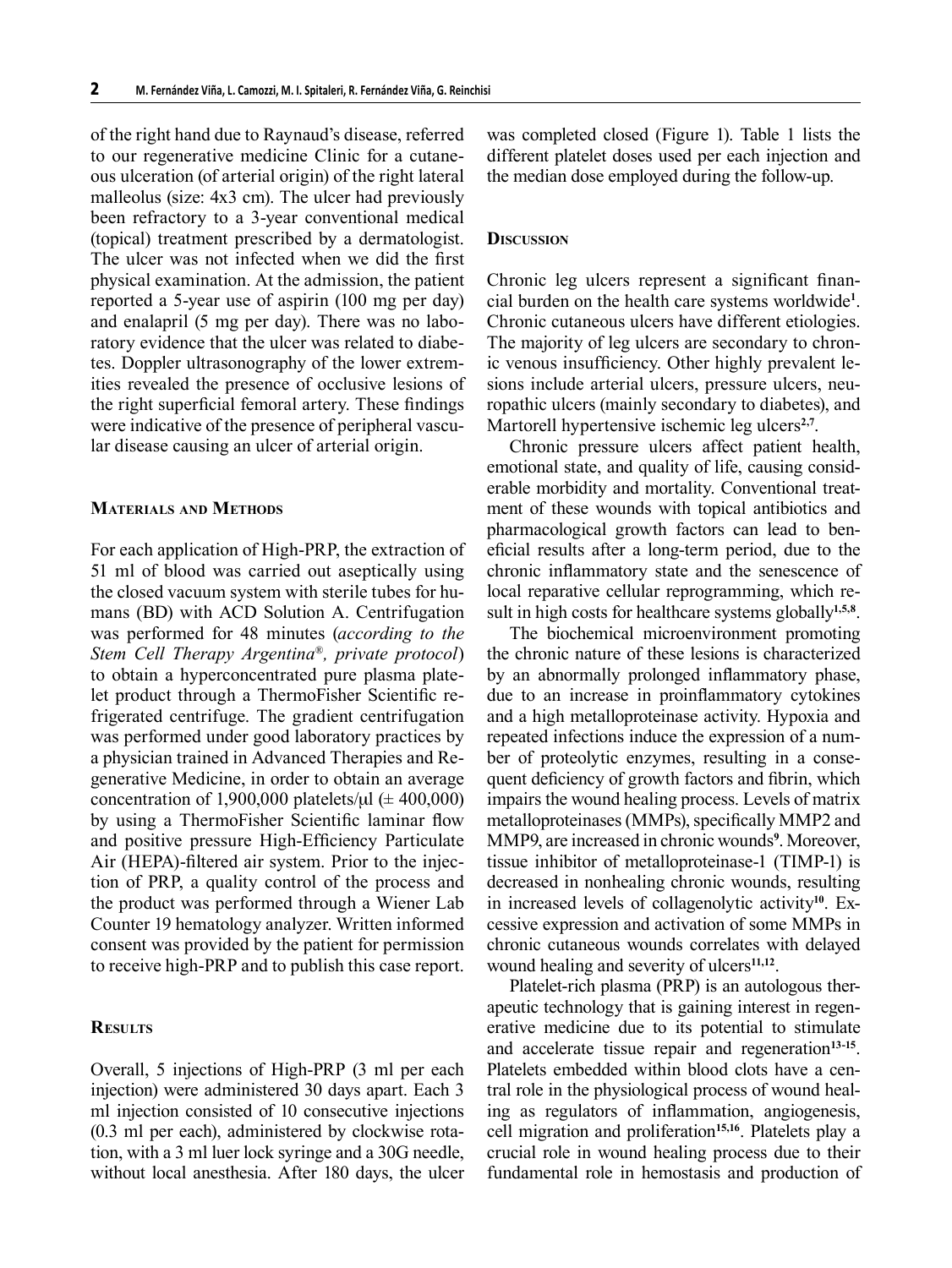of the right hand due to Raynaud's disease, referred to our regenerative medicine Clinic for a cutaneous ulceration (of arterial origin) of the right lateral malleolus (size: 4x3 cm). The ulcer had previously been refractory to a 3-year conventional medical (topical) treatment prescribed by a dermatologist. The ulcer was not infected when we did the first physical examination. At the admission, the patient reported a 5-year use of aspirin (100 mg per day) and enalapril (5 mg per day). There was no laboratory evidence that the ulcer was related to diabetes. Doppler ultrasonography of the lower extremities revealed the presence of occlusive lesions of the right superficial femoral artery. These findings were indicative of the presence of peripheral vascular disease causing an ulcer of arterial origin.

## Materials and Methods

For each application of High-PRP, the extraction of 51 ml of blood was carried out aseptically using the closed vacuum system with sterile tubes for humans (BD) with ACD Solution A. Centrifugation was performed for 48 minutes (*according to the Stem Cell Therapy Argentina®, private protocol*) to obtain a hyperconcentrated pure plasma platelet product through a ThermoFisher Scientific refrigerated centrifuge. The gradient centrifugation was performed under good laboratory practices by a physician trained in Advanced Therapies and Regenerative Medicine, in order to obtain an average concentration of 1,900,000 platelets/µl (± 400,000) by using a ThermoFisher Scientific laminar flow and positive pressure High-Efficiency Particulate Air (HEPA)-filtered air system. Prior to the injection of PRP, a quality control of the process and the product was performed through a Wiener Lab Counter 19 hematology analyzer. Written informed consent was provided by the patient for permission to receive high-PRP and to publish this case report.

## Results

Overall, 5 injections of High-PRP (3 ml per each injection) were administered 30 days apart. Each 3 ml injection consisted of 10 consecutive injections (0.3 ml per each), administered by clockwise rotation, with a 3 ml luer lock syringe and a 30G needle, without local anesthesia. After 180 days, the ulcer was completed closed (Figure 1). Table 1 lists the different platelet doses used per each injection and the median dose employed during the follow-up.

## Discussion

Chronic leg ulcers represent a significant financial burden on the health care systems worldwide[1]. Chronic cutaneous ulcers have different etiologies. The majority of leg ulcers are secondary to chronic venous insufficiency. Other highly prevalent lesions include arterial ulcers, pressure ulcers, neuropathic ulcers (mainly secondary to diabetes), and Martorell hypertensive ischemic leg ulcers[2,7].

Chronic pressure ulcers affect patient health, emotional state, and quality of life, causing considerable morbidity and mortality. Conventional treatment of these wounds with topical antibiotics and pharmacological growth factors can lead to beneficial results after a long-term period, due to the chronic inflammatory state and the senescence of local reparative cellular reprogramming, which result in high costs for healthcare systems globally[1,5,8].

The biochemical microenvironment promoting the chronic nature of these lesions is characterized by an abnormally prolonged inflammatory phase, due to an increase in proinflammatory cytokines and a high metalloproteinase activity. Hypoxia and repeated infections induce the expression of a number of proteolytic enzymes, resulting in a consequent deficiency of growth factors and fibrin, which impairs the wound healing process. Levels of matrix metalloproteinases (MMPs), specifically MMP2 and MMP9, are increased in chronic wounds[9]. Moreover, tissue inhibitor of metalloproteinase-1 (TIMP-1) is decreased in nonhealing chronic wounds, resulting in increased levels of collagenolytic activity[10]. Excessive expression and activation of some MMPs in chronic cutaneous wounds correlates with delayed wound healing and severity of ulcers[11,12].

Platelet-rich plasma (PRP) is an autologous therapeutic technology that is gaining interest in regenerative medicine due to its potential to stimulate and accelerate tissue repair and regeneration[13-15]. Platelets embedded within blood clots have a central role in the physiological process of wound healing as regulators of inflammation, angiogenesis, cell migration and proliferation[15,16]. Platelets play a crucial role in wound healing process due to their fundamental role in hemostasis and production of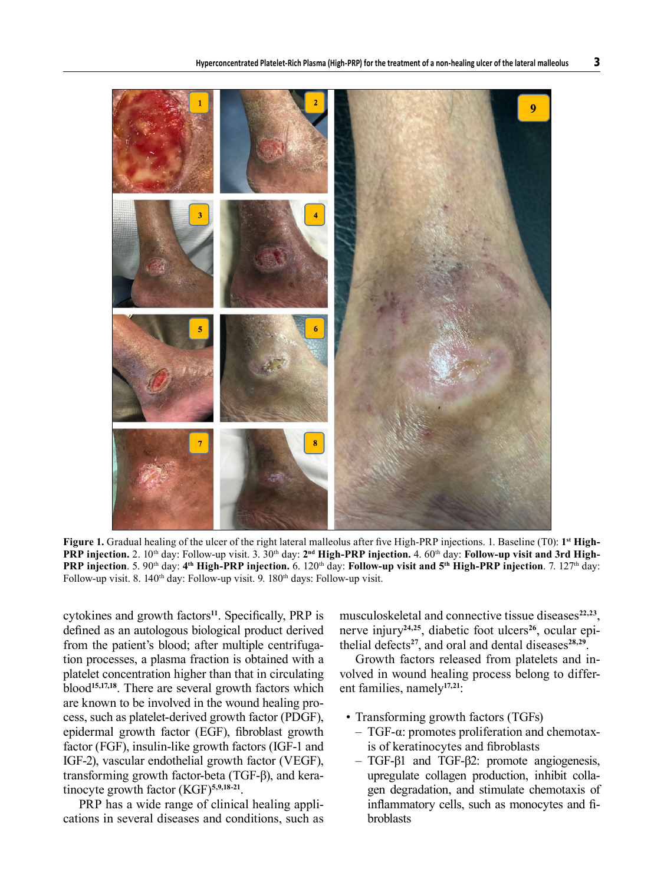**Figure 1.** Gradual healing of the ulcer of the right lateral malleolus after five High-PRP injections. 1. Baseline (T0): **1st High-PRP injection.** 2. 10th day: Follow-up visit. 3. 30th day: **2nd High-PRP injection.** 4. 60th day: **Follow-up visit and 3rd High-PRP injection**. 5. 90th day: **4th High-PRP injection.** 6. 120th day: **Follow-up visit and 5th High-PRP injection**. 7. 127th day: Follow-up visit. 8. 140th day: Follow-up visit. 9. 180th days: Follow-up visit.

cytokines and growth factors[11]. Specifically, PRP is defined as an autologous biological product derived from the patient's blood; after multiple centrifugation processes, a plasma fraction is obtained with a platelet concentration higher than that in circulating blood[15,17,18]. There are several growth factors which are known to be involved in the wound healing process, such as platelet-derived growth factor (PDGF), epidermal growth factor (EGF), fibroblast growth factor (FGF), insulin-like growth factors (IGF-1 and IGF-2), vascular endothelial growth factor (VEGF), transforming growth factor-beta (TGF-β), and keratinocyte growth factor (KGF)[5,9,18-21].

PRP has a wide range of clinical healing applications in several diseases and conditions, such as musculoskeletal and connective tissue diseases[22,23], nerve injury[24,25], diabetic foot ulcers[26], ocular epithelial defects[27], and oral and dental diseases[28,29].

Growth factors released from platelets and involved in wound healing process belong to different families, namely[17,21]:

- Transforming growth factors (TGFs)
  - TGF-α: promotes proliferation and chemotaxis of keratinocytes and fibroblasts
  - TGF-β1 and TGF-β2: promote angiogenesis, upregulate collagen production, inhibit collagen degradation, and stimulate chemotaxis of inflammatory cells, such as monocytes and fibroblasts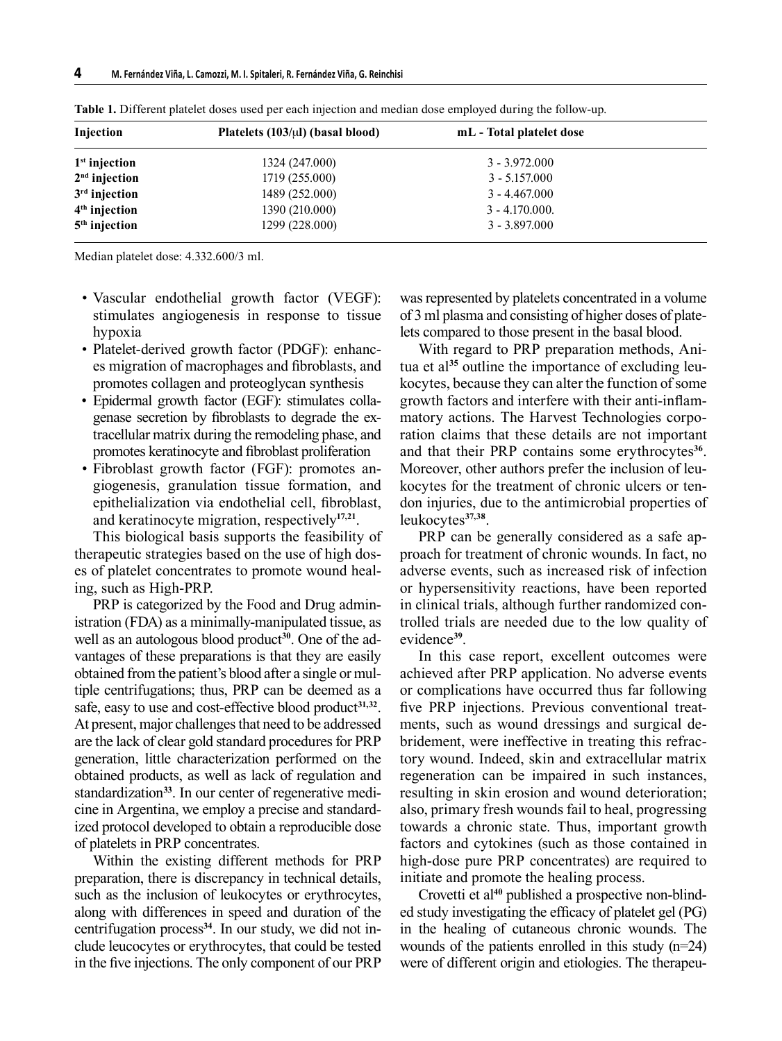**Table 1.** Different platelet doses used per each injection and median dose employed during the follow-up.

| Injection | Platelets (103/μl) (basal blood) | mL - Total platelet dose |
|---|---|---|
| 1st injection | 1324 (247.000) | 3 - 3.972.000 |
| 2nd injection | 1719 (255.000) | 3 - 5.157.000 |
| 3rd injection | 1489 (252.000) | 3 - 4.467.000 |
| 4th injection | 1390 (210.000) | 3 - 4.170.000. |
| 5th injection | 1299 (228.000) | 3 - 3.897.000 |

Median platelet dose: 4.332.600/3 ml.

- Vascular endothelial growth factor (VEGF): stimulates angiogenesis in response to tissue hypoxia
- Platelet-derived growth factor (PDGF): enhances migration of macrophages and fibroblasts, and promotes collagen and proteoglycan synthesis
- Epidermal growth factor (EGF): stimulates collagenase secretion by fibroblasts to degrade the extracellular matrix during the remodeling phase, and promotes keratinocyte and fibroblast proliferation
- Fibroblast growth factor (FGF): promotes angiogenesis, granulation tissue formation, and epithelialization via endothelial cell, fibroblast, and keratinocyte migration, respectively[17,21].

This biological basis supports the feasibility of therapeutic strategies based on the use of high doses of platelet concentrates to promote wound healing, such as High-PRP.

PRP is categorized by the Food and Drug administration (FDA) as a minimally-manipulated tissue, as well as an autologous blood product[30]. One of the advantages of these preparations is that they are easily obtained from the patient's blood after a single or multiple centrifugations; thus, PRP can be deemed as a safe, easy to use and cost-effective blood product[31,32]. At present, major challenges that need to be addressed are the lack of clear gold standard procedures for PRP generation, little characterization performed on the obtained products, as well as lack of regulation and standardization[33]. In our center of regenerative medicine in Argentina, we employ a precise and standardized protocol developed to obtain a reproducible dose of platelets in PRP concentrates.

Within the existing different methods for PRP preparation, there is discrepancy in technical details, such as the inclusion of leukocytes or erythrocytes, along with differences in speed and duration of the centrifugation process[34]. In our study, we did not include leucocytes or erythrocytes, that could be tested in the five injections. The only component of our PRP was represented by platelets concentrated in a volume of 3 ml plasma and consisting of higher doses of platelets compared to those present in the basal blood.

With regard to PRP preparation methods, Anitua et al[35] outline the importance of excluding leukocytes, because they can alter the function of some growth factors and interfere with their anti-inflammatory actions. The Harvest Technologies corporation claims that these details are not important and that their PRP contains some erythrocytes[36]. Moreover, other authors prefer the inclusion of leukocytes for the treatment of chronic ulcers or tendon injuries, due to the antimicrobial properties of leukocytes[37,38].

PRP can be generally considered as a safe approach for treatment of chronic wounds. In fact, no adverse events, such as increased risk of infection or hypersensitivity reactions, have been reported in clinical trials, although further randomized controlled trials are needed due to the low quality of evidence[39].

In this case report, excellent outcomes were achieved after PRP application. No adverse events or complications have occurred thus far following five PRP injections. Previous conventional treatments, such as wound dressings and surgical debridement, were ineffective in treating this refractory wound. Indeed, skin and extracellular matrix regeneration can be impaired in such instances, resulting in skin erosion and wound deterioration; also, primary fresh wounds fail to heal, progressing towards a chronic state. Thus, important growth factors and cytokines (such as those contained in high-dose pure PRP concentrates) are required to initiate and promote the healing process.

Crovetti et al[40] published a prospective non-blinded study investigating the efficacy of platelet gel (PG) in the healing of cutaneous chronic wounds. The wounds of the patients enrolled in this study (n=24) were of different origin and etiologies. The therapeu-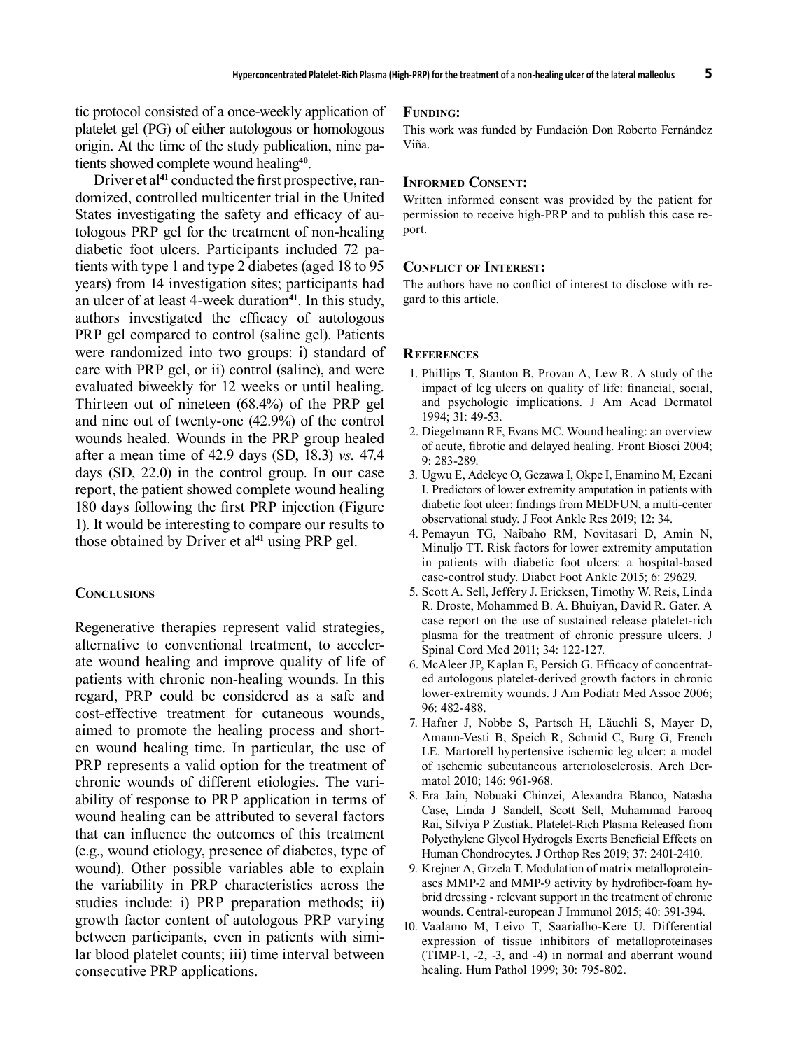tic protocol consisted of a once-weekly application of platelet gel (PG) of either autologous or homologous origin. At the time of the study publication, nine patients showed complete wound healing[40].

Driver et al[41] conducted the first prospective, randomized, controlled multicenter trial in the United States investigating the safety and efficacy of autologous PRP gel for the treatment of non-healing diabetic foot ulcers. Participants included 72 patients with type 1 and type 2 diabetes (aged 18 to 95 years) from 14 investigation sites; participants had an ulcer of at least 4-week duration[41]. In this study, authors investigated the efficacy of autologous PRP gel compared to control (saline gel). Patients were randomized into two groups: i) standard of care with PRP gel, or ii) control (saline), and were evaluated biweekly for 12 weeks or until healing. Thirteen out of nineteen (68.4%) of the PRP gel and nine out of twenty-one (42.9%) of the control wounds healed. Wounds in the PRP group healed after a mean time of 42.9 days (SD, 18.3) *vs.* 47.4 days (SD, 22.0) in the control group. In our case report, the patient showed complete wound healing 180 days following the first PRP injection (Figure 1). It would be interesting to compare our results to those obtained by Driver et al[41] using PRP gel.

## Conclusions

Regenerative therapies represent valid strategies, alternative to conventional treatment, to accelerate wound healing and improve quality of life of patients with chronic non-healing wounds. In this regard, PRP could be considered as a safe and cost-effective treatment for cutaneous wounds, aimed to promote the healing process and shorten wound healing time. In particular, the use of PRP represents a valid option for the treatment of chronic wounds of different etiologies. The variability of response to PRP application in terms of wound healing can be attributed to several factors that can influence the outcomes of this treatment (e.g., wound etiology, presence of diabetes, type of wound). Other possible variables able to explain the variability in PRP characteristics across the studies include: i) PRP preparation methods; ii) growth factor content of autologous PRP varying between participants, even in patients with similar blood platelet counts; iii) time interval between consecutive PRP applications.

## Funding:

This work was funded by Fundación Don Roberto Fernández Viña.

## Informed Consent:

Written informed consent was provided by the patient for permission to receive high-PRP and to publish this case report.

## Conflict of Interest:

The authors have no conflict of interest to disclose with regard to this article.

## References

1. Phillips T, Stanton B, Provan A, Lew R. A study of the impact of leg ulcers on quality of life: financial, social, and psychologic implications. J Am Acad Dermatol 1994; 31: 49-53.
2. Diegelmann RF, Evans MC. Wound healing: an overview of acute, fibrotic and delayed healing. Front Biosci 2004; 9: 283-289.
3. Ugwu E, Adeleye O, Gezawa I, Okpe I, Enamino M, Ezeani I. Predictors of lower extremity amputation in patients with diabetic foot ulcer: findings from MEDFUN, a multi-center observational study. J Foot Ankle Res 2019; 12: 34.
4. Pemayun TG, Naibaho RM, Novitasari D, Amin N, Minuljo TT. Risk factors for lower extremity amputation in patients with diabetic foot ulcers: a hospital-based case-control study. Diabet Foot Ankle 2015; 6: 29629.
5. Scott A. Sell, Jeffery J. Ericksen, Timothy W. Reis, Linda R. Droste, Mohammed B. A. Bhuiyan, David R. Gater. A case report on the use of sustained release platelet-rich plasma for the treatment of chronic pressure ulcers. J Spinal Cord Med 2011; 34: 122-127.
6. McAleer JP, Kaplan E, Persich G. Efficacy of concentrated autologous platelet-derived growth factors in chronic lower-extremity wounds. J Am Podiatr Med Assoc 2006; 96: 482-488.
7. Hafner J, Nobbe S, Partsch H, Läuchli S, Mayer D, Amann-Vesti B, Speich R, Schmid C, Burg G, French LE. Martorell hypertensive ischemic leg ulcer: a model of ischemic subcutaneous arteriolosclerosis. Arch Dermatol 2010; 146: 961-968.
8. Era Jain, Nobuaki Chinzei, Alexandra Blanco, Natasha Case, Linda J Sandell, Scott Sell, Muhammad Farooq Rai, Silviya P Zustiak. Platelet-Rich Plasma Released from Polyethylene Glycol Hydrogels Exerts Beneficial Effects on Human Chondrocytes. J Orthop Res 2019; 37: 2401-2410.
9. Krejner A, Grzela T. Modulation of matrix metalloproteinases MMP-2 and MMP-9 activity by hydrofiber-foam hybrid dressing - relevant support in the treatment of chronic wounds. Central-european J Immunol 2015; 40: 391-394.
10. Vaalamo M, Leivo T, Saarialho-Kere U. Differential expression of tissue inhibitors of metalloproteinases (TIMP-1, -2, -3, and -4) in normal and aberrant wound healing. Hum Pathol 1999; 30: 795-802.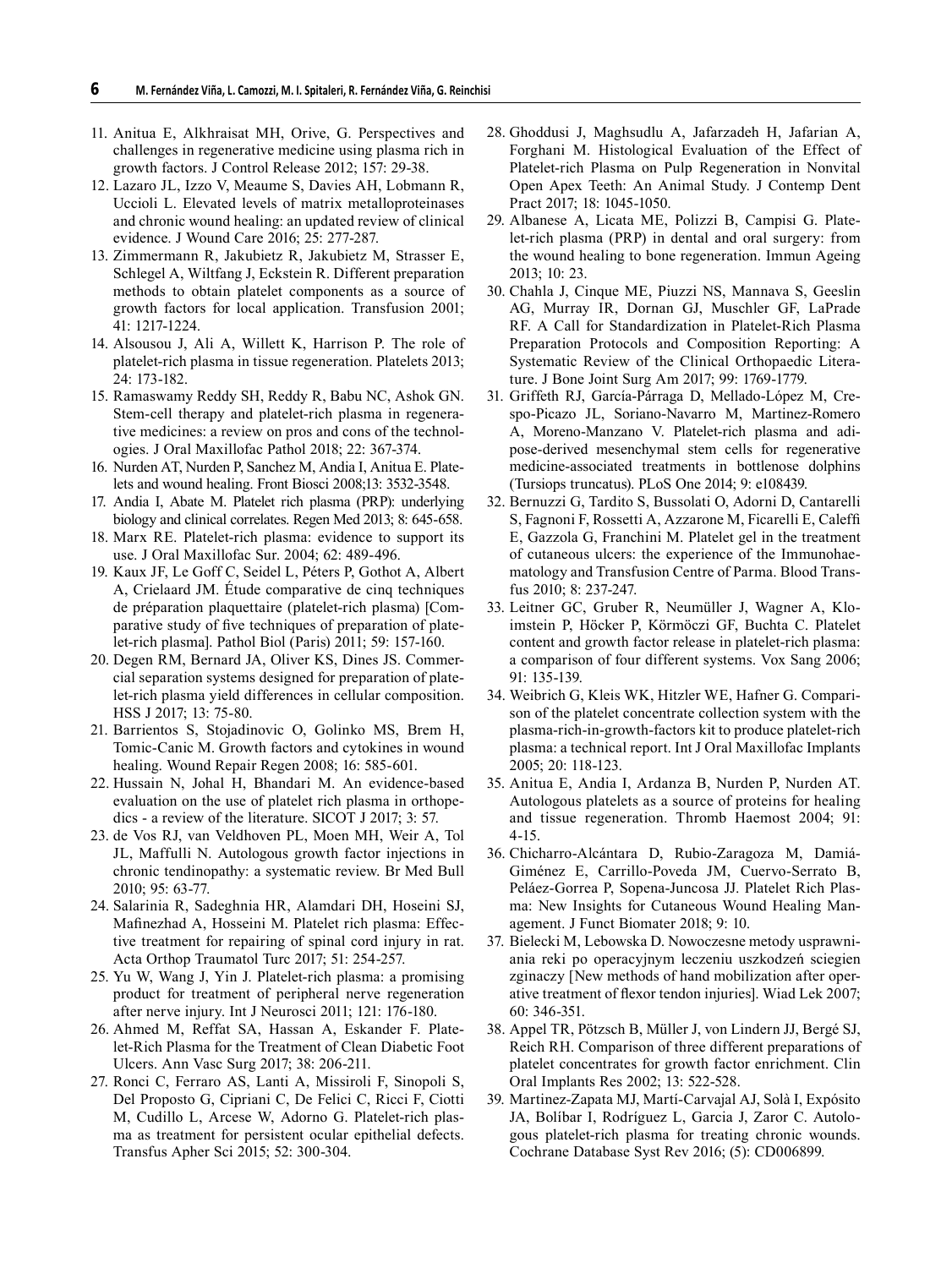11. Anitua E, Alkhraisat MH, Orive, G. Perspectives and challenges in regenerative medicine using plasma rich in growth factors. J Control Release 2012; 157: 29-38.
12. Lazaro JL, Izzo V, Meaume S, Davies AH, Lobmann R, Uccioli L. Elevated levels of matrix metalloproteinases and chronic wound healing: an updated review of clinical evidence. J Wound Care 2016; 25: 277-287.
13. Zimmermann R, Jakubietz R, Jakubietz M, Strasser E, Schlegel A, Wiltfang J, Eckstein R. Different preparation methods to obtain platelet components as a source of growth factors for local application. Transfusion 2001; 41: 1217-1224.
14. Alsousou J, Ali A, Willett K, Harrison P. The role of platelet-rich plasma in tissue regeneration. Platelets 2013; 24: 173-182.
15. Ramaswamy Reddy SH, Reddy R, Babu NC, Ashok GN. Stem-cell therapy and platelet-rich plasma in regenerative medicines: a review on pros and cons of the technologies. J Oral Maxillofac Pathol 2018; 22: 367-374.
16. Nurden AT, Nurden P, Sanchez M, Andia I, Anitua E. Platelets and wound healing. Front Biosci 2008;13: 3532-3548.
17. Andia I, Abate M. Platelet rich plasma (PRP): underlying biology and clinical correlates. Regen Med 2013; 8: 645-658.
18. Marx RE. Platelet-rich plasma: evidence to support its use. J Oral Maxillofac Sur. 2004; 62: 489-496.
19. Kaux JF, Le Goff C, Seidel L, Péters P, Gothot A, Albert A, Crielaard JM. Étude comparative de cinq techniques de préparation plaquettaire (platelet-rich plasma) [Comparative study of five techniques of preparation of platelet-rich plasma]. Pathol Biol (Paris) 2011; 59: 157-160.
20. Degen RM, Bernard JA, Oliver KS, Dines JS. Commercial separation systems designed for preparation of platelet-rich plasma yield differences in cellular composition. HSS J 2017; 13: 75-80.
21. Barrientos S, Stojadinovic O, Golinko MS, Brem H, Tomic-Canic M. Growth factors and cytokines in wound healing. Wound Repair Regen 2008; 16: 585-601.
22. Hussain N, Johal H, Bhandari M. An evidence-based evaluation on the use of platelet rich plasma in orthopedics - a review of the literature. SICOT J 2017; 3: 57.
23. de Vos RJ, van Veldhoven PL, Moen MH, Weir A, Tol JL, Maffulli N. Autologous growth factor injections in chronic tendinopathy: a systematic review. Br Med Bull 2010; 95: 63-77.
24. Salarinia R, Sadeghnia HR, Alamdari DH, Hoseini SJ, Mafinezhad A, Hosseini M. Platelet rich plasma: Effective treatment for repairing of spinal cord injury in rat. Acta Orthop Traumatol Turc 2017; 51: 254-257.
25. Yu W, Wang J, Yin J. Platelet-rich plasma: a promising product for treatment of peripheral nerve regeneration after nerve injury. Int J Neurosci 2011; 121: 176-180.
26. Ahmed M, Reffat SA, Hassan A, Eskander F. Platelet-Rich Plasma for the Treatment of Clean Diabetic Foot Ulcers. Ann Vasc Surg 2017; 38: 206-211.
27. Ronci C, Ferraro AS, Lanti A, Missiroli F, Sinopoli S, Del Proposto G, Cipriani C, De Felici C, Ricci F, Ciotti M, Cudillo L, Arcese W, Adorno G. Platelet-rich plasma as treatment for persistent ocular epithelial defects. Transfus Apher Sci 2015; 52: 300-304.
28. Ghoddusi J, Maghsudlu A, Jafarzadeh H, Jafarian A, Forghani M. Histological Evaluation of the Effect of Platelet-rich Plasma on Pulp Regeneration in Nonvital Open Apex Teeth: An Animal Study. J Contemp Dent Pract 2017; 18: 1045-1050.
29. Albanese A, Licata ME, Polizzi B, Campisi G. Platelet-rich plasma (PRP) in dental and oral surgery: from the wound healing to bone regeneration. Immun Ageing 2013; 10: 23.
30. Chahla J, Cinque ME, Piuzzi NS, Mannava S, Geeslin AG, Murray IR, Dornan GJ, Muschler GF, LaPrade RF. A Call for Standardization in Platelet-Rich Plasma Preparation Protocols and Composition Reporting: A Systematic Review of the Clinical Orthopaedic Literature. J Bone Joint Surg Am 2017; 99: 1769-1779.
31. Griffeth RJ, García-Párraga D, Mellado-López M, Crespo-Picazo JL, Soriano-Navarro M, Martinez-Romero A, Moreno-Manzano V. Platelet-rich plasma and adipose-derived mesenchymal stem cells for regenerative medicine-associated treatments in bottlenose dolphins (Tursiops truncatus). PLoS One 2014; 9: e108439.
32. Bernuzzi G, Tardito S, Bussolati O, Adorni D, Cantarelli S, Fagnoni F, Rossetti A, Azzarone M, Ficarelli E, Caleffi E, Gazzola G, Franchini M. Platelet gel in the treatment of cutaneous ulcers: the experience of the Immunohaematology and Transfusion Centre of Parma. Blood Transfus 2010; 8: 237-247.
33. Leitner GC, Gruber R, Neumüller J, Wagner A, Kloimstein P, Höcker P, Körmöczi GF, Buchta C. Platelet content and growth factor release in platelet-rich plasma: a comparison of four different systems. Vox Sang 2006; 91: 135-139.
34. Weibrich G, Kleis WK, Hitzler WE, Hafner G. Comparison of the platelet concentrate collection system with the plasma-rich-in-growth-factors kit to produce platelet-rich plasma: a technical report. Int J Oral Maxillofac Implants 2005; 20: 118-123.
35. Anitua E, Andia I, Ardanza B, Nurden P, Nurden AT. Autologous platelets as a source of proteins for healing and tissue regeneration. Thromb Haemost 2004; 91: 4-15.
36. Chicharro-Alcántara D, Rubio-Zaragoza M, Damiá-Giménez E, Carrillo-Poveda JM, Cuervo-Serrato B, Peláez-Gorrea P, Sopena-Juncosa JJ. Platelet Rich Plasma: New Insights for Cutaneous Wound Healing Management. J Funct Biomater 2018; 9: 10.
37. Bielecki M, Lebowska D. Nowoczesne metody usprawniania reki po operacyjnym leczeniu uszkodzeń sciegien zginaczy [New methods of hand mobilization after operative treatment of flexor tendon injuries]. Wiad Lek 2007; 60: 346-351.
38. Appel TR, Pötzsch B, Müller J, von Lindern JJ, Bergé SJ, Reich RH. Comparison of three different preparations of platelet concentrates for growth factor enrichment. Clin Oral Implants Res 2002; 13: 522-528.
39. Martinez-Zapata MJ, Martí-Carvajal AJ, Solà I, Expósito JA, Bolíbar I, Rodríguez L, Garcia J, Zaror C. Autologous platelet-rich plasma for treating chronic wounds. Cochrane Database Syst Rev 2016; (5): CD006899.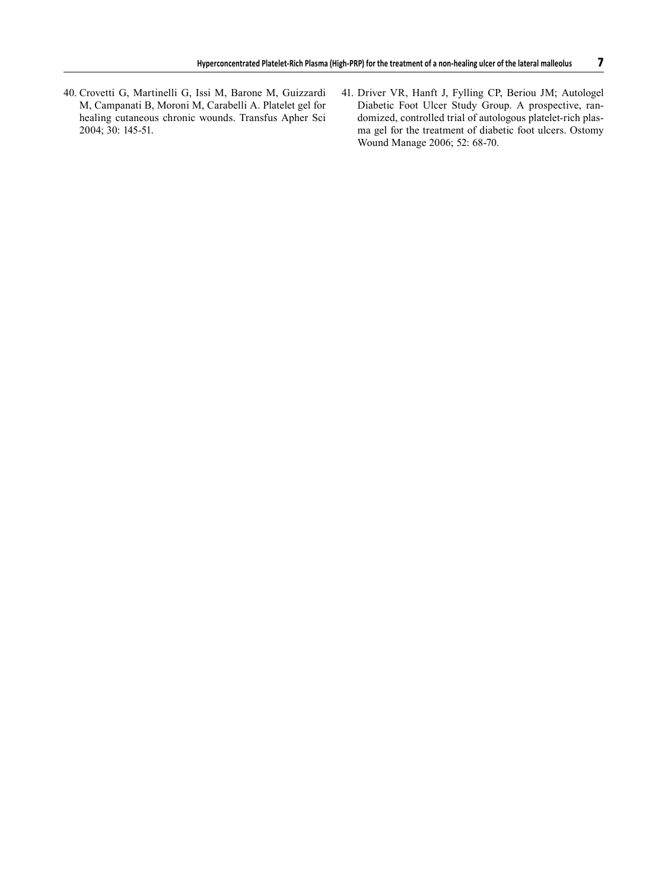40. Crovetti G, Martinelli G, Issi M, Barone M, Guizzardi M, Campanati B, Moroni M, Carabelli A. Platelet gel for healing cutaneous chronic wounds. Transfus Apher Sci 2004; 30: 145-51.
41. Driver VR, Hanft J, Fylling CP, Beriou JM; Autologel Diabetic Foot Ulcer Study Group. A prospective, randomized, controlled trial of autologous platelet-rich plasma gel for the treatment of diabetic foot ulcers. Ostomy Wound Manage 2006; 52: 68-70.